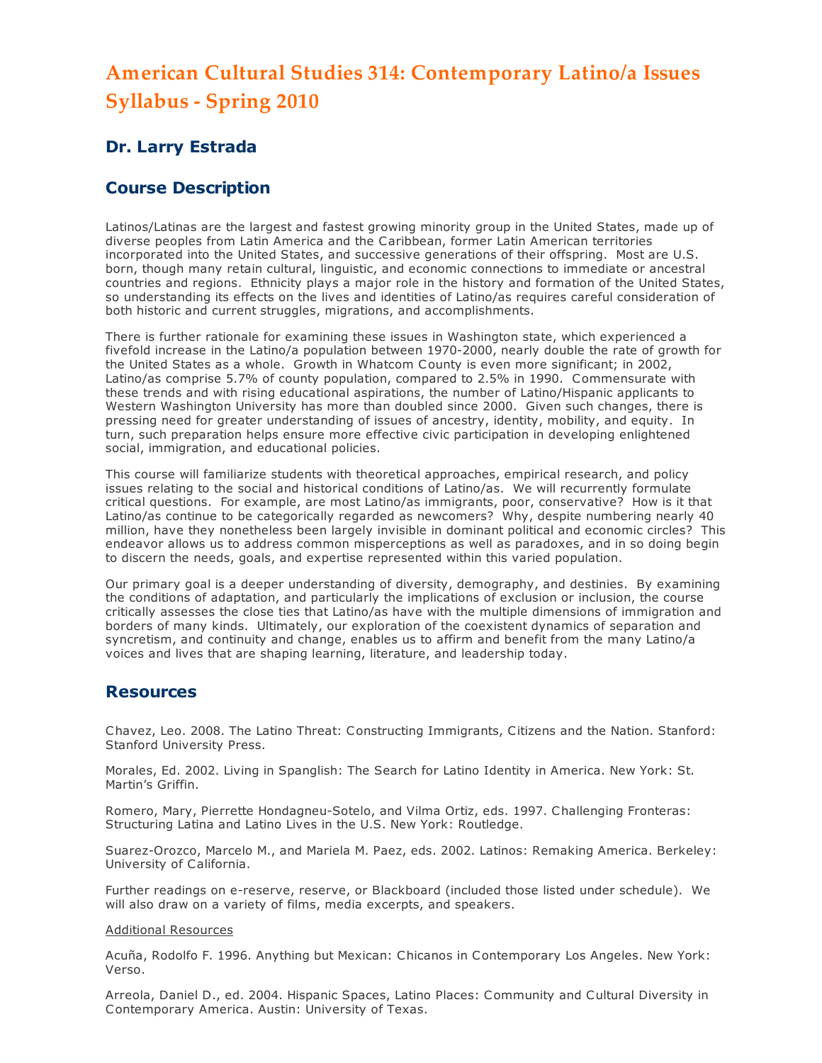# American Cultural Studies 314: Contemporary Latino/a Issues Syllabus - Spring 2010

## Dr. Larry Estrada

## Course Description

Latinos/Latinas are the largest and fastest growing minority group in the United States, made up of diverse peoples from Latin America and the Caribbean, former Latin American territories incorporated into the United States, and successive generations of their offspring. Most are U.S. born, though many retain cultural, linguistic, and economic connections to immediate or ancestral countries and regions. Ethnicity plays a major role in the history and formation of the United States, so understanding its effects on the lives and identities of Latino/as requires careful consideration of both historic and current struggles, migrations, and accomplishments.

There is further rationale for examining these issues in Washington state, which experienced a fivefold increase in the Latino/a population between 1970-2000, nearly double the rate of growth for the United States as a whole. Growth in Whatcom County is even more significant; in 2002, Latino/as comprise 5.7% of county population, compared to 2.5% in 1990. Commensurate with these trends and with rising educational aspirations, the number of Latino/Hispanic applicants to Western Washington University has more than doubled since 2000. Given such changes, there is pressing need for greater understanding of issues of ancestry, identity, mobility, and equity. In turn, such preparation helps ensure more effective civic participation in developing enlightened social, immigration, and educational policies.

This course will familiarize students with theoretical approaches, empirical research, and policy issues relating to the social and historical conditions of Latino/as. We will recurrently formulate critical questions. For example, are most Latino/as immigrants, poor, conservative? How is it that Latino/as continue to be categorically regarded as newcomers? Why, despite numbering nearly 40 million, have they nonetheless been largely invisible in dominant political and economic circles? This endeavor allows us to address common misperceptions as well as paradoxes, and in so doing begin to discern the needs, goals, and expertise represented within this varied population.

Our primary goal is a deeper understanding of diversity, demography, and destinies. By examining the conditions of adaptation, and particularly the implications of exclusion or inclusion, the course critically assesses the close ties that Latino/as have with the multiple dimensions of immigration and borders of many kinds. Ultimately, our exploration of the coexistent dynamics of separation and syncretism, and continuity and change, enables us to affirm and benefit from the many Latino/a voices and lives that are shaping learning, literature, and leadership today.

## Resources

Chavez, Leo. 2008. The Latino Threat: Constructing Immigrants, Citizens and the Nation. Stanford: Stanford University Press.

Morales, Ed. 2002. Living in Spanglish: The Search for Latino Identity in America. New York: St. Martin's Griffin.

Romero, Mary, Pierrette Hondagneu-Sotelo, and Vilma Ortiz, eds. 1997. Challenging Fronteras: Structuring Latina and Latino Lives in the U.S. New York: Routledge.

Suarez-Orozco, Marcelo M., and Mariela M. Paez, eds. 2002. Latinos: Remaking America. Berkeley: University of California.

Further readings on e-reserve, reserve, or Blackboard (included those listed under schedule). We will also draw on a variety of films, media excerpts, and speakers.

<u>Additional Resources</u>

Acuña, Rodolfo F. 1996. Anything but Mexican: Chicanos in Contemporary Los Angeles. New York: Verso.

Arreola, Daniel D., ed. 2004. Hispanic Spaces, Latino Places: Community and Cultural Diversity in Contemporary America. Austin: University of Texas.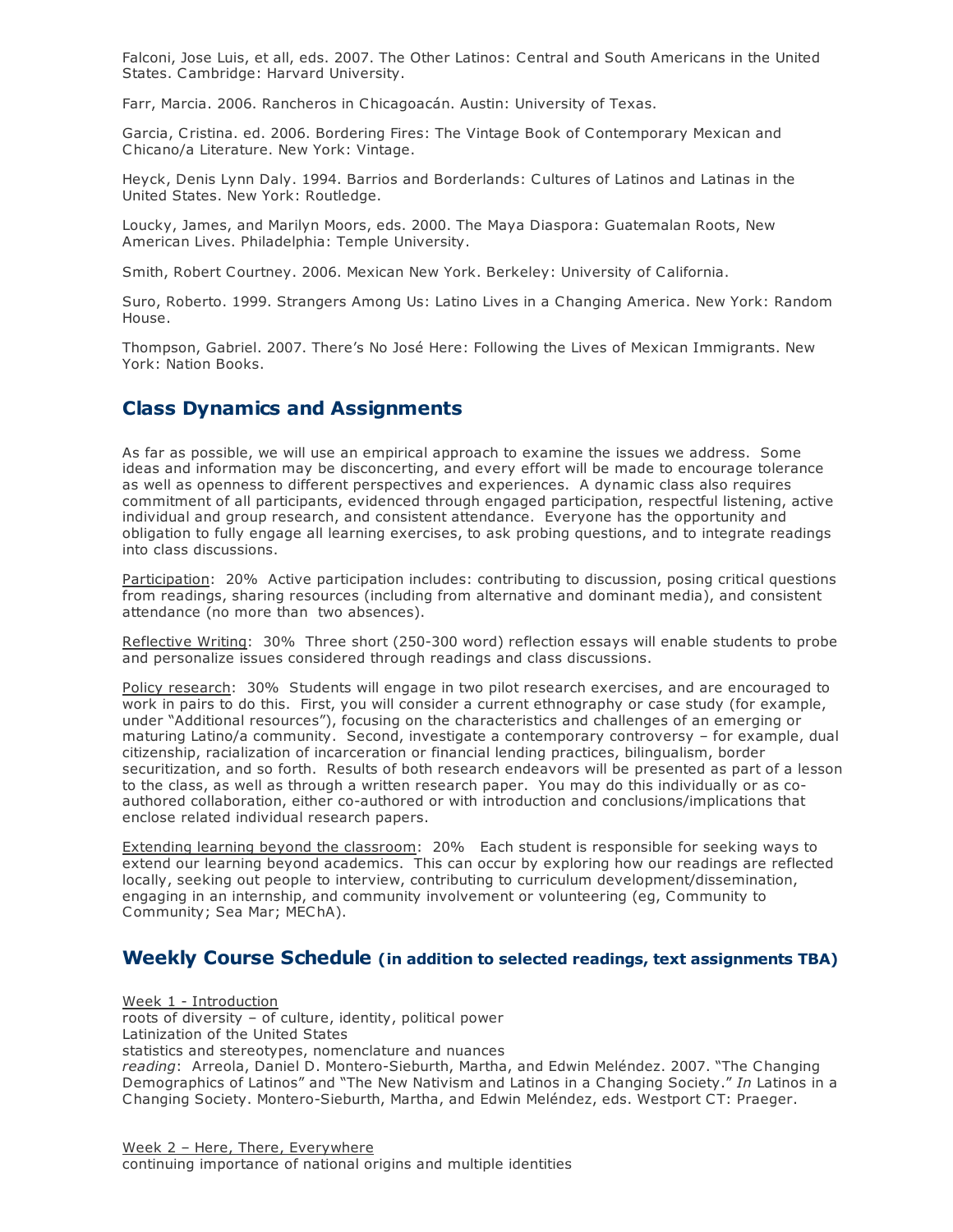Falconi, Jose Luis, et all, eds. 2007. The Other Latinos: Central and South Americans in the United States. Cambridge: Harvard University.

Farr, Marcia. 2006. Rancheros in Chicagoacán. Austin: University of Texas.

Garcia, Cristina. ed. 2006. Bordering Fires: The Vintage Book of Contemporary Mexican and Chicano/a Literature. New York: Vintage.

Heyck, Denis Lynn Daly. 1994. Barrios and Borderlands: Cultures of Latinos and Latinas in the United States. New York: Routledge.

Loucky, James, and Marilyn Moors, eds. 2000. The Maya Diaspora: Guatemalan Roots, New American Lives. Philadelphia: Temple University.

Smith, Robert Courtney. 2006. Mexican New York. Berkeley: University of California.

Suro, Roberto. 1999. Strangers Among Us: Latino Lives in a Changing America. New York: Random House.

Thompson, Gabriel. 2007. There's No José Here: Following the Lives of Mexican Immigrants. New York: Nation Books.

## Class Dynamics and Assignments

As far as possible, we will use an empirical approach to examine the issues we address. Some ideas and information may be disconcerting, and every effort will be made to encourage tolerance as well as openness to different perspectives and experiences. A dynamic class also requires commitment of all participants, evidenced through engaged participation, respectful listening, active individual and group research, and consistent attendance. Everyone has the opportunity and obligation to fully engage all learning exercises, to ask probing questions, and to integrate readings into class discussions.

<u>Participation</u>: 20% Active participation includes: contributing to discussion, posing critical questions from readings, sharing resources (including from alternative and dominant media), and consistent attendance (no more than two absences).

<u>Reflective Writing</u>: 30% Three short (250-300 word) reflection essays will enable students to probe and personalize issues considered through readings and class discussions.

<u>Policy research</u>: 30% Students will engage in two pilot research exercises, and are encouraged to work in pairs to do this. First, you will consider a current ethnography or case study (for example, under "Additional resources"), focusing on the characteristics and challenges of an emerging or maturing Latino/a community. Second, investigate a contemporary controversy – for example, dual citizenship, racialization of incarceration or financial lending practices, bilingualism, border securitization, and so forth. Results of both research endeavors will be presented as part of a lesson to the class, as well as through a written research paper. You may do this individually or as co-authored collaboration, either co-authored or with introduction and conclusions/implications that enclose related individual research papers.

<u>Extending learning beyond the classroom</u>: 20% Each student is responsible for seeking ways to extend our learning beyond academics. This can occur by exploring how our readings are reflected locally, seeking out people to interview, contributing to curriculum development/dissemination, engaging in an internship, and community involvement or volunteering (eg, Community to Community; Sea Mar; MEChA).

## Weekly Course Schedule **(in addition to selected readings, text assignments TBA)**

<u>Week 1 - Introduction</u>
roots of diversity – of culture, identity, political power
Latinization of the United States
statistics and stereotypes, nomenclature and nuances
*reading*: Arreola, Daniel D. Montero-Sieburth, Martha, and Edwin Meléndez. 2007. "The Changing Demographics of Latinos" and "The New Nativism and Latinos in a Changing Society." *In* Latinos in a Changing Society. Montero-Sieburth, Martha, and Edwin Meléndez, eds. Westport CT: Praeger.

<u>Week 2 – Here, There, Everywhere</u>
continuing importance of national origins and multiple identities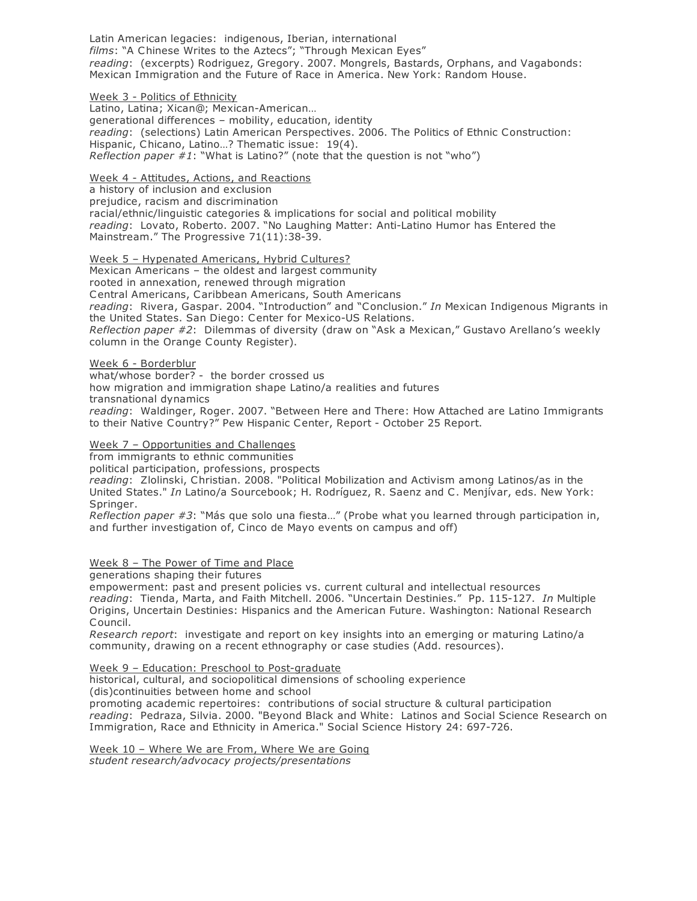Latin American legacies: indigenous, Iberian, international
*films*: "A Chinese Writes to the Aztecs"; "Through Mexican Eyes"
*reading*: (excerpts) Rodriguez, Gregory. 2007. Mongrels, Bastards, Orphans, and Vagabonds: Mexican Immigration and the Future of Race in America. New York: Random House.

Week 3 - Politics of Ethnicity
Latino, Latina; Xican@; Mexican-American…
generational differences – mobility, education, identity
*reading*: (selections) Latin American Perspectives. 2006. The Politics of Ethnic Construction: Hispanic, Chicano, Latino…? Thematic issue: 19(4).
*Reflection paper #1*: "What is Latino?" (note that the question is not "who")

Week 4 - Attitudes, Actions, and Reactions
a history of inclusion and exclusion
prejudice, racism and discrimination
racial/ethnic/linguistic categories & implications for social and political mobility
*reading*: Lovato, Roberto. 2007. "No Laughing Matter: Anti-Latino Humor has Entered the Mainstream." The Progressive 71(11):38-39.

Week 5 – Hypenated Americans, Hybrid Cultures?
Mexican Americans – the oldest and largest community
rooted in annexation, renewed through migration
Central Americans, Caribbean Americans, South Americans
*reading*: Rivera, Gaspar. 2004. "Introduction" and "Conclusion." *In* Mexican Indigenous Migrants in the United States. San Diego: Center for Mexico-US Relations.
*Reflection paper #2*: Dilemmas of diversity (draw on "Ask a Mexican," Gustavo Arellano's weekly column in the Orange County Register).

Week 6 - Borderblur
what/whose border? - the border crossed us
how migration and immigration shape Latino/a realities and futures
transnational dynamics
*reading*: Waldinger, Roger. 2007. "Between Here and There: How Attached are Latino Immigrants to their Native Country?" Pew Hispanic Center, Report - October 25 Report.

Week 7 – Opportunities and Challenges
from immigrants to ethnic communities
political participation, professions, prospects
*reading*: Zlolinski, Christian. 2008. "Political Mobilization and Activism among Latinos/as in the United States." *In* Latino/a Sourcebook; H. Rodríguez, R. Saenz and C. Menjívar, eds. New York: Springer.
*Reflection paper #3*: "Más que solo una fiesta…" (Probe what you learned through participation in, and further investigation of, Cinco de Mayo events on campus and off)

Week 8 – The Power of Time and Place
generations shaping their futures
empowerment: past and present policies vs. current cultural and intellectual resources
*reading*: Tienda, Marta, and Faith Mitchell. 2006. "Uncertain Destinies." Pp. 115-127. *In* Multiple Origins, Uncertain Destinies: Hispanics and the American Future. Washington: National Research Council.
*Research report*: investigate and report on key insights into an emerging or maturing Latino/a community, drawing on a recent ethnography or case studies (Add. resources).

Week 9 – Education: Preschool to Post-graduate
historical, cultural, and sociopolitical dimensions of schooling experience
(dis)continuities between home and school
promoting academic repertoires: contributions of social structure & cultural participation
*reading*: Pedraza, Silvia. 2000. "Beyond Black and White: Latinos and Social Science Research on Immigration, Race and Ethnicity in America." Social Science History 24: 697-726.

Week 10 – Where We are From, Where We are Going
*student research/advocacy projects/presentations*